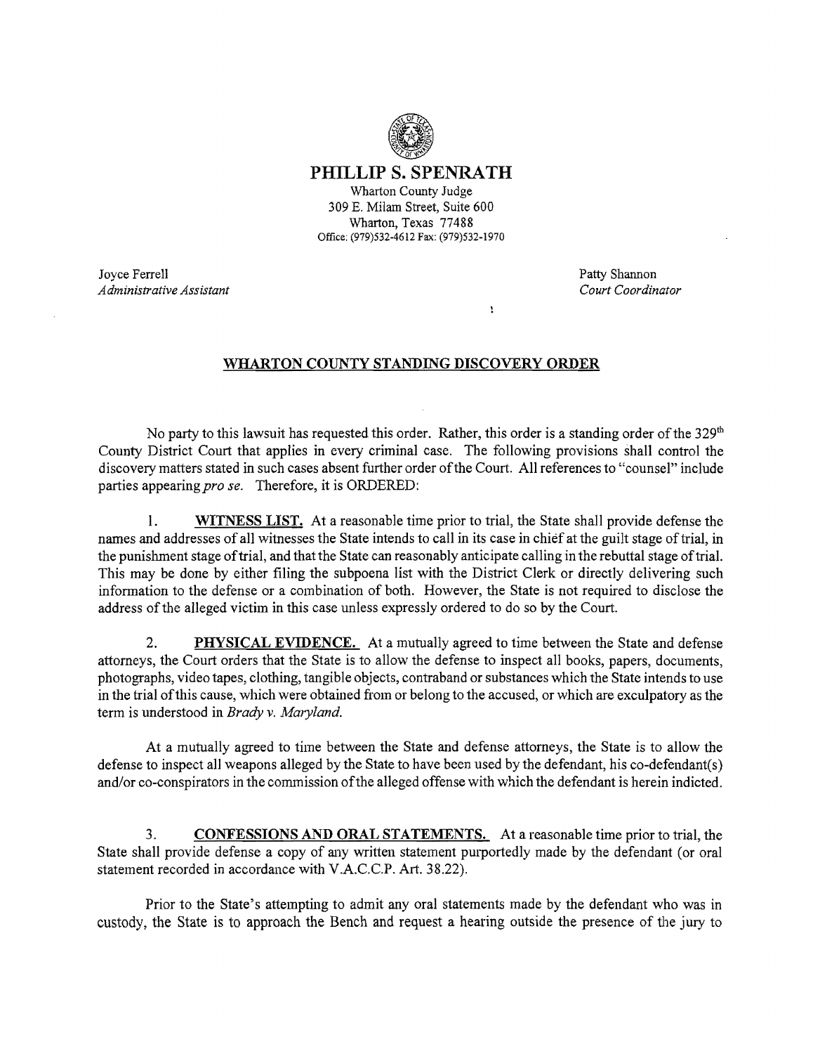# PHILLIP S. SPENRATH

Wharton County Judge
309 E. Milam Street, Suite 600
Wharton, Texas 77488
Office: (979)532-4612 Fax: (979)532-1970

Joyce Ferrell
*Administrative Assistant*

Patty Shannon
*Court Coordinator*

## WHARTON COUNTY STANDING DISCOVERY ORDER

No party to this lawsuit has requested this order. Rather, this order is a standing order of the 329th County District Court that applies in every criminal case. The following provisions shall control the discovery matters stated in such cases absent further order of the Court. All references to "counsel" include parties appearing *pro se*. Therefore, it is ORDERED:

1. **WITNESS LIST.** At a reasonable time prior to trial, the State shall provide defense the names and addresses of all witnesses the State intends to call in its case in chief at the guilt stage of trial, in the punishment stage of trial, and that the State can reasonably anticipate calling in the rebuttal stage of trial. This may be done by either filing the subpoena list with the District Clerk or directly delivering such information to the defense or a combination of both. However, the State is not required to disclose the address of the alleged victim in this case unless expressly ordered to do so by the Court.

2. **PHYSICAL EVIDENCE.** At a mutually agreed to time between the State and defense attorneys, the Court orders that the State is to allow the defense to inspect all books, papers, documents, photographs, video tapes, clothing, tangible objects, contraband or substances which the State intends to use in the trial of this cause, which were obtained from or belong to the accused, or which are exculpatory as the term is understood in *Brady v. Maryland*.

At a mutually agreed to time between the State and defense attorneys, the State is to allow the defense to inspect all weapons alleged by the State to have been used by the defendant, his co-defendant(s) and/or co-conspirators in the commission of the alleged offense with which the defendant is herein indicted.

3. **CONFESSIONS AND ORAL STATEMENTS.** At a reasonable time prior to trial, the State shall provide defense a copy of any written statement purportedly made by the defendant (or oral statement recorded in accordance with V.A.C.C.P. Art. 38.22).

Prior to the State's attempting to admit any oral statements made by the defendant who was in custody, the State is to approach the Bench and request a hearing outside the presence of the jury to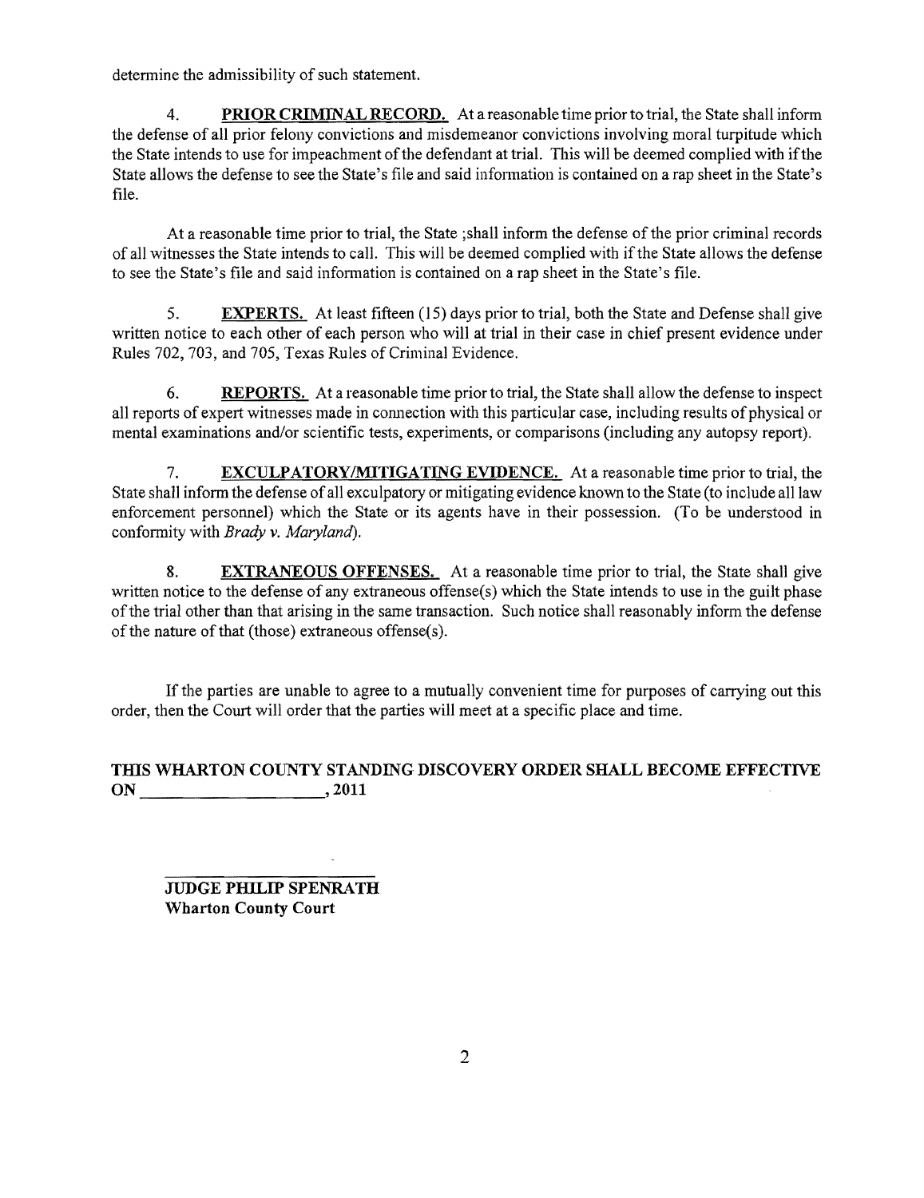determine the admissibility of such statement.

4. **PRIOR CRIMINAL RECORD.** At a reasonable time prior to trial, the State shall inform the defense of all prior felony convictions and misdemeanor convictions involving moral turpitude which the State intends to use for impeachment of the defendant at trial. This will be deemed complied with if the State allows the defense to see the State's file and said information is contained on a rap sheet in the State's file.

At a reasonable time prior to trial, the State ;shall inform the defense of the prior criminal records of all witnesses the State intends to call. This will be deemed complied with if the State allows the defense to see the State's file and said information is contained on a rap sheet in the State's file.

5. **EXPERTS.** At least fifteen (15) days prior to trial, both the State and Defense shall give written notice to each other of each person who will at trial in their case in chief present evidence under Rules 702, 703, and 705, Texas Rules of Criminal Evidence.

6. **REPORTS.** At a reasonable time prior to trial, the State shall allow the defense to inspect all reports of expert witnesses made in connection with this particular case, including results of physical or mental examinations and/or scientific tests, experiments, or comparisons (including any autopsy report).

7. **EXCULPATORY/MITIGATING EVIDENCE.** At a reasonable time prior to trial, the State shall inform the defense of all exculpatory or mitigating evidence known to the State (to include all law enforcement personnel) which the State or its agents have in their possession. (To be understood in conformity with *Brady v. Maryland*).

8. **EXTRANEOUS OFFENSES.** At a reasonable time prior to trial, the State shall give written notice to the defense of any extraneous offense(s) which the State intends to use in the guilt phase of the trial other than that arising in the same transaction. Such notice shall reasonably inform the defense of the nature of that (those) extraneous offense(s).

If the parties are unable to agree to a mutually convenient time for purposes of carrying out this order, then the Court will order that the parties will meet at a specific place and time.

**THIS WHARTON COUNTY STANDING DISCOVERY ORDER SHALL BECOME EFFECTIVE ON ____________________, 2011**

________________________

**JUDGE PHILIP SPENRATH**
**Wharton County Court**